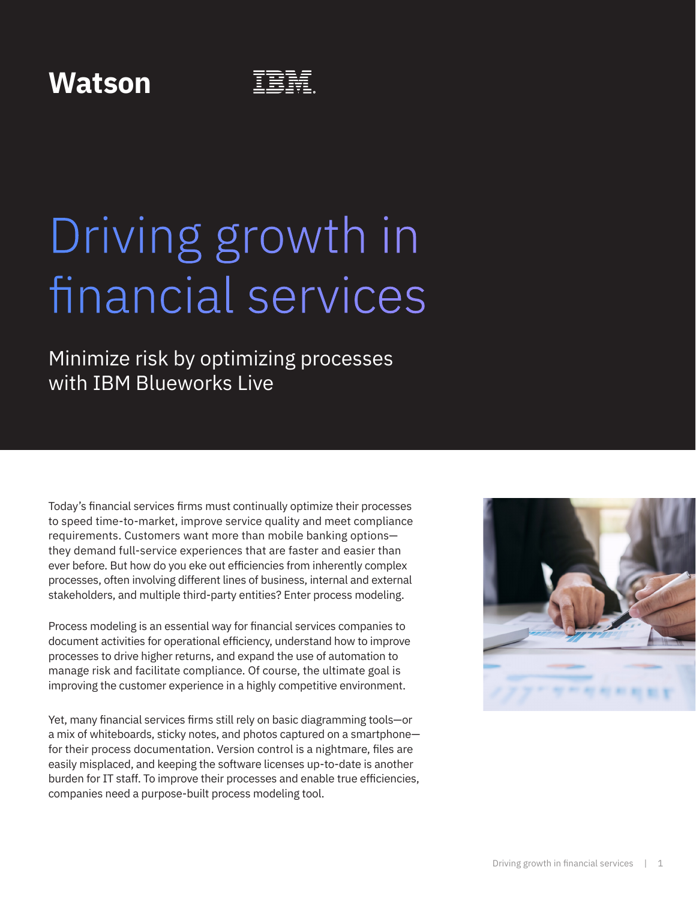Watson

IBM

# Driving growth in financial services

## Minimize risk by optimizing processes with IBM Blueworks Live

Today's financial services firms must continually optimize their processes to speed time-to-market, improve service quality and meet compliance requirements. Customers want more than mobile banking options—they demand full-service experiences that are faster and easier than ever before. But how do you eke out efficiencies from inherently complex processes, often involving different lines of business, internal and external stakeholders, and multiple third-party entities? Enter process modeling.

Process modeling is an essential way for financial services companies to document activities for operational efficiency, understand how to improve processes to drive higher returns, and expand the use of automation to manage risk and facilitate compliance. Of course, the ultimate goal is improving the customer experience in a highly competitive environment.

Yet, many financial services firms still rely on basic diagramming tools—or a mix of whiteboards, sticky notes, and photos captured on a smartphone—for their process documentation. Version control is a nightmare, files are easily misplaced, and keeping the software licenses up-to-date is another burden for IT staff. To improve their processes and enable true efficiencies, companies need a purpose-built process modeling tool.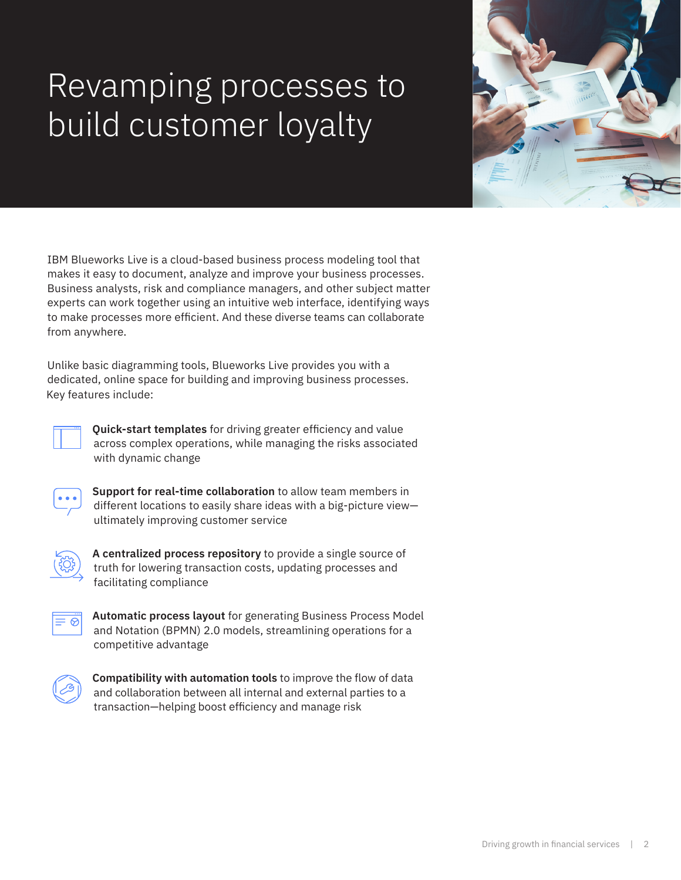# Revamping processes to build customer loyalty

IBM Blueworks Live is a cloud-based business process modeling tool that makes it easy to document, analyze and improve your business processes. Business analysts, risk and compliance managers, and other subject matter experts can work together using an intuitive web interface, identifying ways to make processes more efficient. And these diverse teams can collaborate from anywhere.

Unlike basic diagramming tools, Blueworks Live provides you with a dedicated, online space for building and improving business processes. Key features include:

- **Quick-start templates** for driving greater efficiency and value across complex operations, while managing the risks associated with dynamic change
- **Support for real-time collaboration** to allow team members in different locations to easily share ideas with a big-picture view—ultimately improving customer service
- **A centralized process repository** to provide a single source of truth for lowering transaction costs, updating processes and facilitating compliance
- **Automatic process layout** for generating Business Process Model and Notation (BPMN) 2.0 models, streamlining operations for a competitive advantage
- **Compatibility with automation tools** to improve the flow of data and collaboration between all internal and external parties to a transaction—helping boost efficiency and manage risk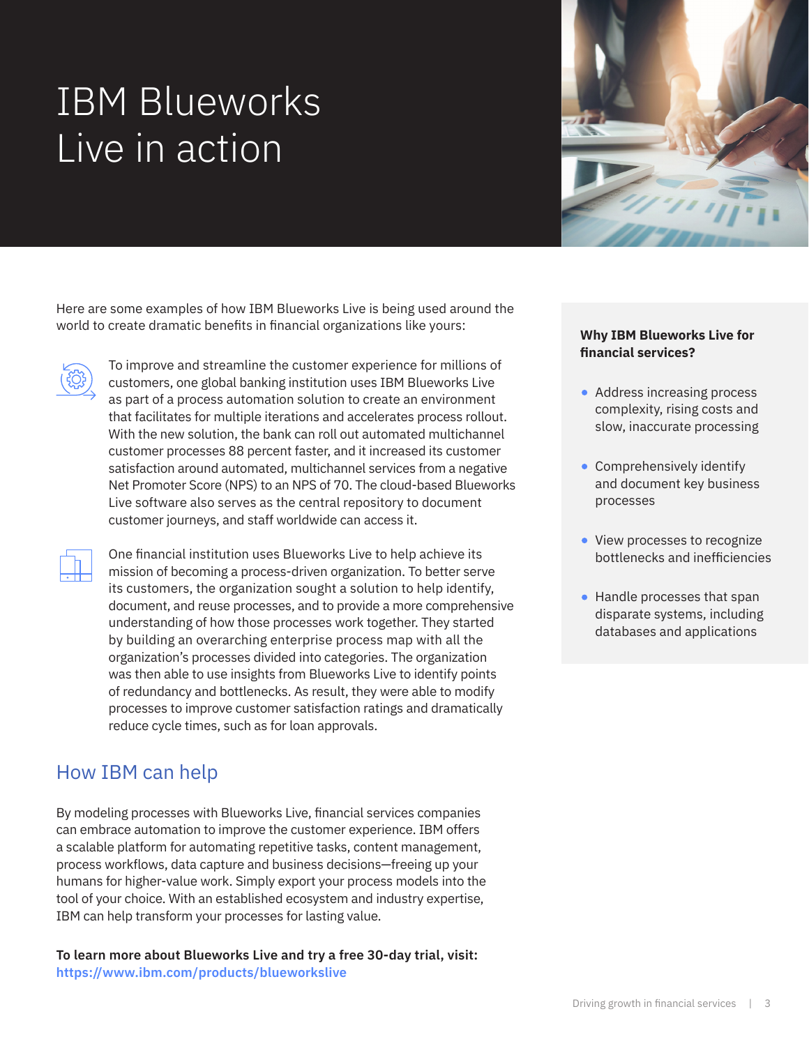# IBM Blueworks Live in action

Here are some examples of how IBM Blueworks Live is being used around the world to create dramatic benefits in financial organizations like yours:

To improve and streamline the customer experience for millions of customers, one global banking institution uses IBM Blueworks Live as part of a process automation solution to create an environment that facilitates for multiple iterations and accelerates process rollout. With the new solution, the bank can roll out automated multichannel customer processes 88 percent faster, and it increased its customer satisfaction around automated, multichannel services from a negative Net Promoter Score (NPS) to an NPS of 70. The cloud-based Blueworks Live software also serves as the central repository to document customer journeys, and staff worldwide can access it.

One financial institution uses Blueworks Live to help achieve its mission of becoming a process-driven organization. To better serve its customers, the organization sought a solution to help identify, document, and reuse processes, and to provide a more comprehensive understanding of how those processes work together. They started by building an overarching enterprise process map with all the organization's processes divided into categories. The organization was then able to use insights from Blueworks Live to identify points of redundancy and bottlenecks. As result, they were able to modify processes to improve customer satisfaction ratings and dramatically reduce cycle times, such as for loan approvals.

**Why IBM Blueworks Live for financial services?**

- Address increasing process complexity, rising costs and slow, inaccurate processing
- Comprehensively identify and document key business processes
- View processes to recognize bottlenecks and inefficiencies
- Handle processes that span disparate systems, including databases and applications

## How IBM can help

By modeling processes with Blueworks Live, financial services companies can embrace automation to improve the customer experience. IBM offers a scalable platform for automating repetitive tasks, content management, process workflows, data capture and business decisions—freeing up your humans for higher-value work. Simply export your process models into the tool of your choice. With an established ecosystem and industry expertise, IBM can help transform your processes for lasting value.

**To learn more about Blueworks Live and try a free 30-day trial, visit:**
**https://www.ibm.com/products/blueworkslive**